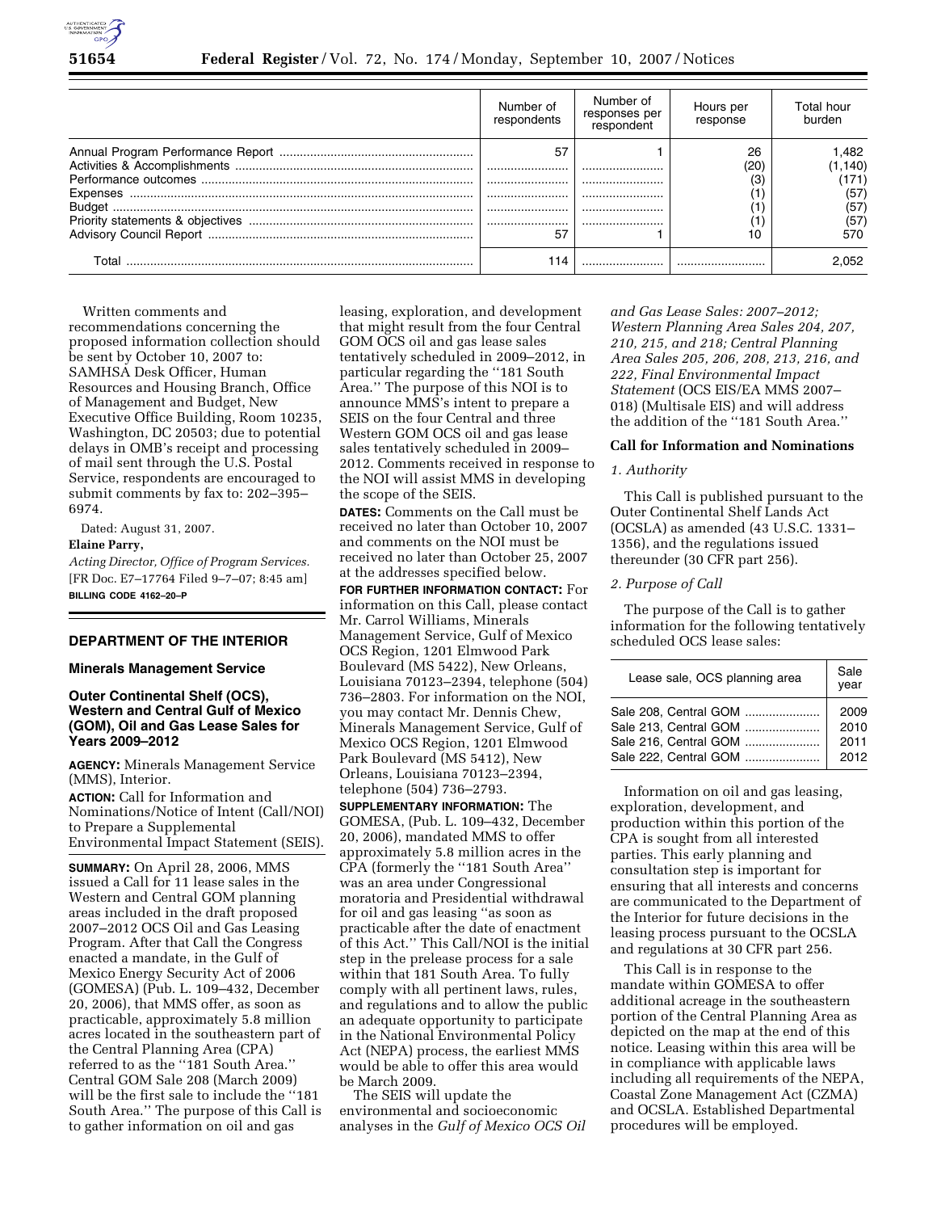| | Number of respondents | Number of responses per respondent | Hours per response | Total hour burden |
|---|---|---|---|---|
| Annual Program Performance Report | 57 | 1 | 26 | 1,482 |
| Activities & Accomplishments | | | (20) | (1,140) |
| Performance outcomes | | | (3) | (171) |
| Expenses | | | (1) | (57) |
| Budget | | | (1) | (57) |
| Priority statements & objectives | | | (1) | (57) |
| Advisory Council Report | 57 | 1 | 10 | 570 |
| Total | 114 | | | 2,052 |

Written comments and recommendations concerning the proposed information collection should be sent by October 10, 2007 to: SAMHSA Desk Officer, Human Resources and Housing Branch, Office of Management and Budget, New Executive Office Building, Room 10235, Washington, DC 20503; due to potential delays in OMB's receipt and processing of mail sent through the U.S. Postal Service, respondents are encouraged to submit comments by fax to: 202–395–6974.

Dated: August 31, 2007.

**Elaine Parry,**

*Acting Director, Office of Program Services.*

[FR Doc. E7–17764 Filed 9–7–07; 8:45 am]

**BILLING CODE 4162–20–P**

## DEPARTMENT OF THE INTERIOR

### Minerals Management Service

### Outer Continental Shelf (OCS), Western and Central Gulf of Mexico (GOM), Oil and Gas Lease Sales for Years 2009–2012

**AGENCY:** Minerals Management Service (MMS), Interior.

**ACTION:** Call for Information and Nominations/Notice of Intent (Call/NOI) to Prepare a Supplemental Environmental Impact Statement (SEIS).

**SUMMARY:** On April 28, 2006, MMS issued a Call for 11 lease sales in the Western and Central GOM planning areas included in the draft proposed 2007–2012 OCS Oil and Gas Leasing Program. After that Call the Congress enacted a mandate, in the Gulf of Mexico Energy Security Act of 2006 (GOMESA) (Pub. L. 109–432, December 20, 2006), that MMS offer, as soon as practicable, approximately 5.8 million acres located in the southeastern part of the Central Planning Area (CPA) referred to as the ''181 South Area.'' Central GOM Sale 208 (March 2009) will be the first sale to include the ''181 South Area.'' The purpose of this Call is to gather information on oil and gas leasing, exploration, and development that might result from the four Central GOM OCS oil and gas lease sales tentatively scheduled in 2009–2012, in particular regarding the ''181 South Area.'' The purpose of this NOI is to announce MMS's intent to prepare a SEIS on the four Central and three Western GOM OCS oil and gas lease sales tentatively scheduled in 2009–2012. Comments received in response to the NOI will assist MMS in developing the scope of the SEIS.

**DATES:** Comments on the Call must be received no later than October 10, 2007 and comments on the NOI must be received no later than October 25, 2007 at the addresses specified below.

**FOR FURTHER INFORMATION CONTACT:** For information on this Call, please contact Mr. Carrol Williams, Minerals Management Service, Gulf of Mexico OCS Region, 1201 Elmwood Park Boulevard (MS 5422), New Orleans, Louisiana 70123–2394, telephone (504) 736–2803. For information on the NOI, you may contact Mr. Dennis Chew, Minerals Management Service, Gulf of Mexico OCS Region, 1201 Elmwood Park Boulevard (MS 5412), New Orleans, Louisiana 70123–2394, telephone (504) 736–2793.

**SUPPLEMENTARY INFORMATION:** The GOMESA, (Pub. L. 109–432, December 20, 2006), mandated MMS to offer approximately 5.8 million acres in the CPA (formerly the ''181 South Area'' was an area under Congressional moratoria and Presidential withdrawal for oil and gas leasing ''as soon as practicable after the date of enactment of this Act.'' This Call/NOI is the initial step in the prelease process for a sale within that 181 South Area. To fully comply with all pertinent laws, rules, and regulations and to allow the public an adequate opportunity to participate in the National Environmental Policy Act (NEPA) process, the earliest MMS would be able to offer this area would be March 2009.

The SEIS will update the environmental and socioeconomic analyses in the *Gulf of Mexico OCS Oil and Gas Lease Sales: 2007–2012; Western Planning Area Sales 204, 207, 210, 215, and 218; Central Planning Area Sales 205, 206, 208, 213, 216, and 222, Final Environmental Impact Statement* (OCS EIS/EA MMS 2007–018) (Multisale EIS) and will address the addition of the ''181 South Area.''

### Call for Information and Nominations

*1. Authority*

This Call is published pursuant to the Outer Continental Shelf Lands Act (OCSLA) as amended (43 U.S.C. 1331–1356), and the regulations issued thereunder (30 CFR part 256).

*2. Purpose of Call*

The purpose of the Call is to gather information for the following tentatively scheduled OCS lease sales:

| Lease sale, OCS planning area | Sale year |
|---|---|
| Sale 208, Central GOM | 2009 |
| Sale 213, Central GOM | 2010 |
| Sale 216, Central GOM | 2011 |
| Sale 222, Central GOM | 2012 |

Information on oil and gas leasing, exploration, development, and production within this portion of the CPA is sought from all interested parties. This early planning and consultation step is important for ensuring that all interests and concerns are communicated to the Department of the Interior for future decisions in the leasing process pursuant to the OCSLA and regulations at 30 CFR part 256.

This Call is in response to the mandate within GOMESA to offer additional acreage in the southeastern portion of the Central Planning Area as depicted on the map at the end of this notice. Leasing within this area will be in compliance with applicable laws including all requirements of the NEPA, Coastal Zone Management Act (CZMA) and OCSLA. Established Departmental procedures will be employed.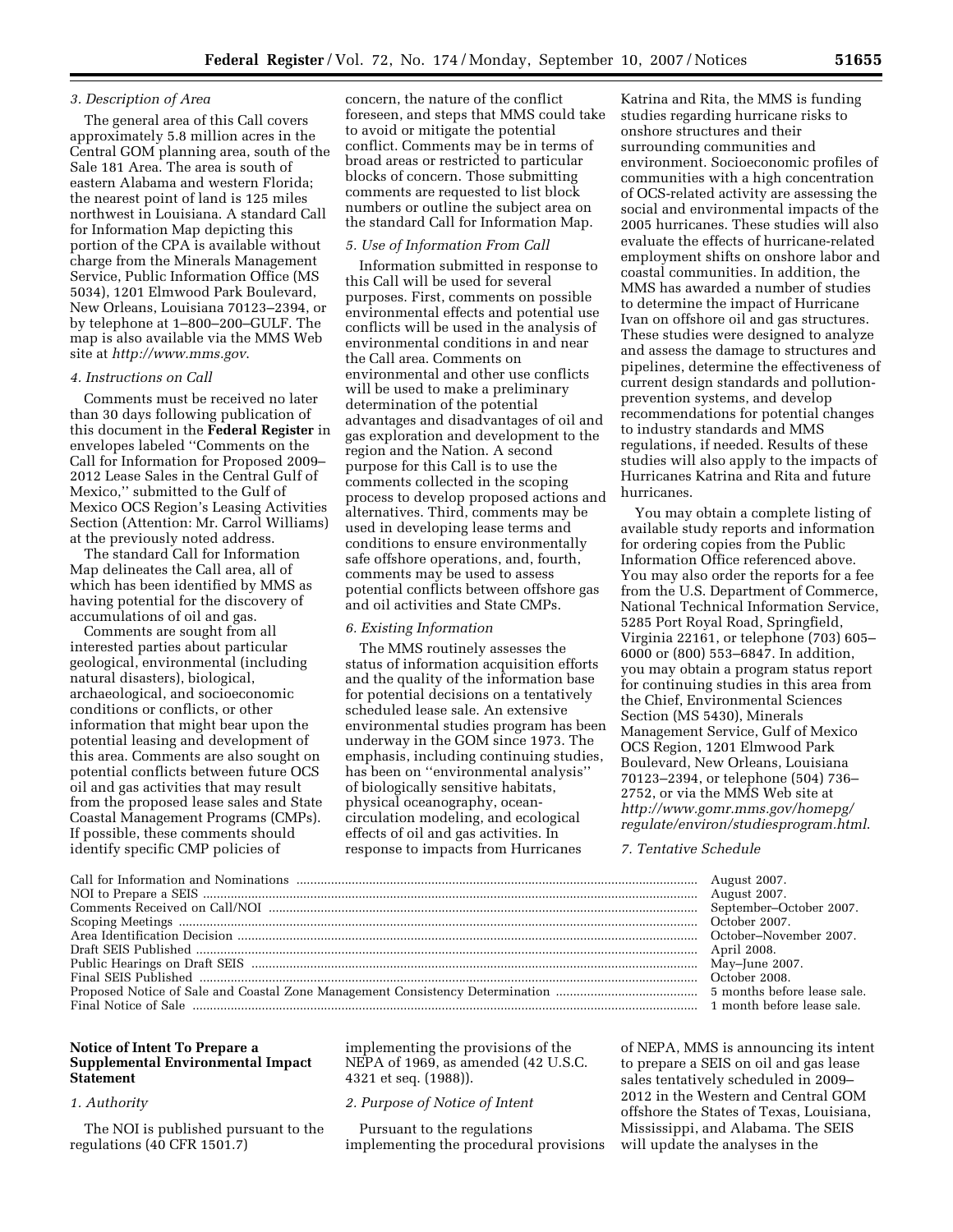*3. Description of Area*

The general area of this Call covers approximately 5.8 million acres in the Central GOM planning area, south of the Sale 181 Area. The area is south of eastern Alabama and western Florida; the nearest point of land is 125 miles northwest in Louisiana. A standard Call for Information Map depicting this portion of the CPA is available without charge from the Minerals Management Service, Public Information Office (MS 5034), 1201 Elmwood Park Boulevard, New Orleans, Louisiana 70123–2394, or by telephone at 1–800–200–GULF. The map is also available via the MMS Web site at *http://www.mms.gov*.

*4. Instructions on Call*

Comments must be received no later than 30 days following publication of this document in the **Federal Register** in envelopes labeled ''Comments on the Call for Information for Proposed 2009–2012 Lease Sales in the Central Gulf of Mexico,'' submitted to the Gulf of Mexico OCS Region's Leasing Activities Section (Attention: Mr. Carrol Williams) at the previously noted address.

The standard Call for Information Map delineates the Call area, all of which has been identified by MMS as having potential for the discovery of accumulations of oil and gas.

Comments are sought from all interested parties about particular geological, environmental (including natural disasters), biological, archaeological, and socioeconomic conditions or conflicts, or other information that might bear upon the potential leasing and development of this area. Comments are also sought on potential conflicts between future OCS oil and gas activities that may result from the proposed lease sales and State Coastal Management Programs (CMPs). If possible, these comments should identify specific CMP policies of concern, the nature of the conflict foreseen, and steps that MMS could take to avoid or mitigate the potential conflict. Comments may be in terms of broad areas or restricted to particular blocks of concern. Those submitting comments are requested to list block numbers or outline the subject area on the standard Call for Information Map.

*5. Use of Information From Call*

Information submitted in response to this Call will be used for several purposes. First, comments on possible environmental effects and potential use conflicts will be used in the analysis of environmental conditions in and near the Call area. Comments on environmental and other use conflicts will be used to make a preliminary determination of the potential advantages and disadvantages of oil and gas exploration and development to the region and the Nation. A second purpose for this Call is to use the comments collected in the scoping process to develop proposed actions and alternatives. Third, comments may be used in developing lease terms and conditions to ensure environmentally safe offshore operations, and, fourth, comments may be used to assess potential conflicts between offshore gas and oil activities and State CMPs.

*6. Existing Information*

The MMS routinely assesses the status of information acquisition efforts and the quality of the information base for potential decisions on a tentatively scheduled lease sale. An extensive environmental studies program has been underway in the GOM since 1973. The emphasis, including continuing studies, has been on ''environmental analysis'' of biologically sensitive habitats, physical oceanography, ocean-circulation modeling, and ecological effects of oil and gas activities. In response to impacts from Hurricanes Katrina and Rita, the MMS is funding studies regarding hurricane risks to onshore structures and their surrounding communities and environment. Socioeconomic profiles of communities with a high concentration of OCS-related activity are assessing the social and environmental impacts of the 2005 hurricanes. These studies will also evaluate the effects of hurricane-related employment shifts on onshore labor and coastal communities. In addition, the MMS has awarded a number of studies to determine the impact of Hurricane Ivan on offshore oil and gas structures. These studies were designed to analyze and assess the damage to structures and pipelines, determine the effectiveness of current design standards and pollution-prevention systems, and develop recommendations for potential changes to industry standards and MMS regulations, if needed. Results of these studies will also apply to the impacts of Hurricanes Katrina and Rita and future hurricanes.

You may obtain a complete listing of available study reports and information for ordering copies from the Public Information Office referenced above. You may also order the reports for a fee from the U.S. Department of Commerce, National Technical Information Service, 5285 Port Royal Road, Springfield, Virginia 22161, or telephone (703) 605–6000 or (800) 553–6847. In addition, you may obtain a program status report for continuing studies in this area from the Chief, Environmental Sciences Section (MS 5430), Minerals Management Service, Gulf of Mexico OCS Region, 1201 Elmwood Park Boulevard, New Orleans, Louisiana 70123–2394, or telephone (504) 736–2752, or via the MMS Web site at *http://www.gomr.mms.gov/homepg/regulate/environ/studiesprogram.html*.

*7. Tentative Schedule*

| | |
|---|---|
| Call for Information and Nominations | August 2007. |
| NOI to Prepare a SEIS | August 2007. |
| Comments Received on Call/NOI | September–October 2007. |
| Scoping Meetings | October 2007. |
| Area Identification Decision | October–November 2007. |
| Draft SEIS Published | April 2008. |
| Public Hearings on Draft SEIS | May–June 2007. |
| Final SEIS Published | October 2008. |
| Proposed Notice of Sale and Coastal Zone Management Consistency Determination | 5 months before lease sale. |
| Final Notice of Sale | 1 month before lease sale. |

**Notice of Intent To Prepare a Supplemental Environmental Impact Statement**

*1. Authority*

The NOI is published pursuant to the regulations (40 CFR 1501.7) implementing the provisions of the NEPA of 1969, as amended (42 U.S.C. 4321 et seq. (1988)).

*2. Purpose of Notice of Intent*

Pursuant to the regulations implementing the procedural provisions of NEPA, MMS is announcing its intent to prepare a SEIS on oil and gas lease sales tentatively scheduled in 2009–2012 in the Western and Central GOM offshore the States of Texas, Louisiana, Mississippi, and Alabama. The SEIS will update the analyses in the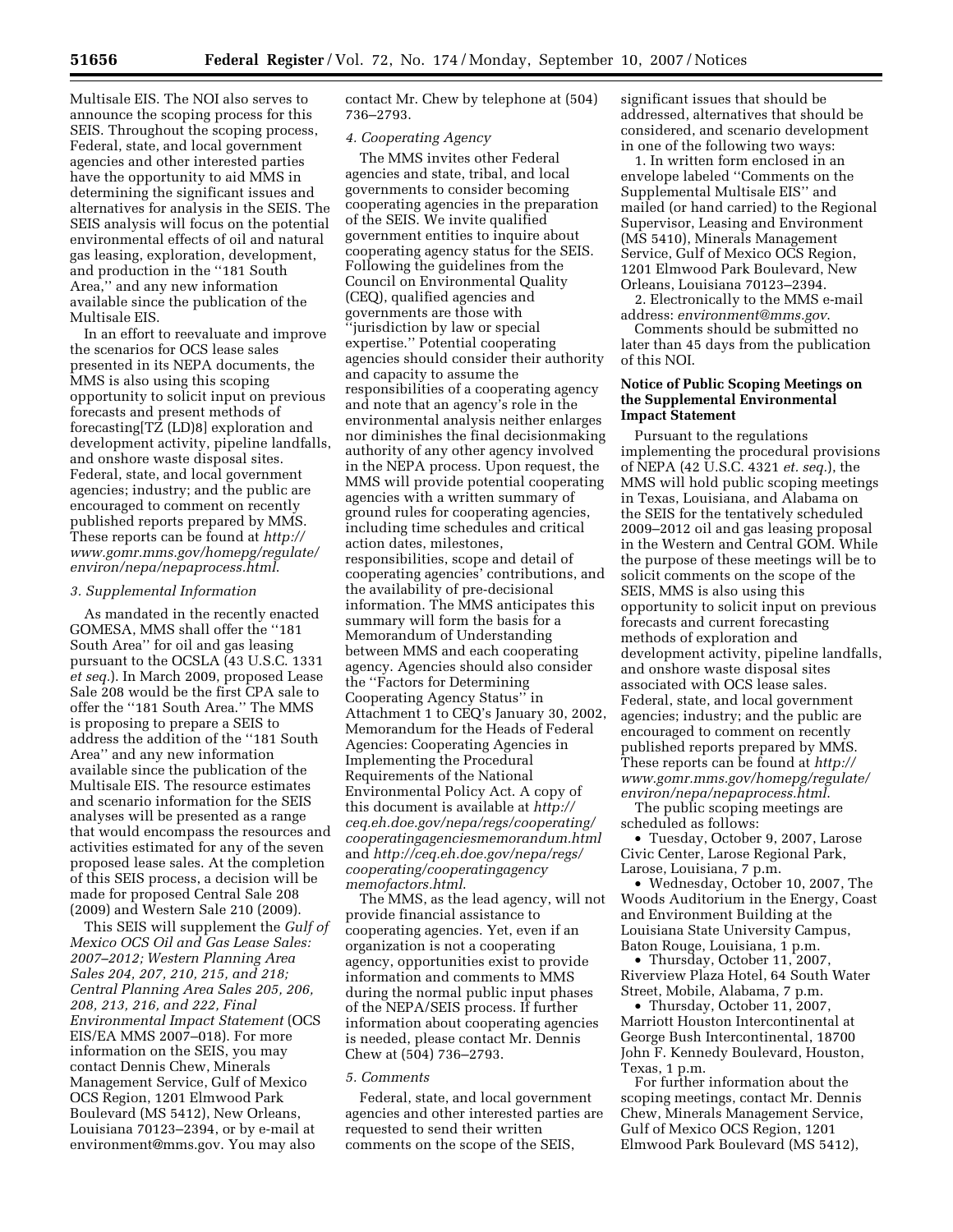Multisale EIS. The NOI also serves to announce the scoping process for this SEIS. Throughout the scoping process, Federal, state, and local government agencies and other interested parties have the opportunity to aid MMS in determining the significant issues and alternatives for analysis in the SEIS. The SEIS analysis will focus on the potential environmental effects of oil and natural gas leasing, exploration, development, and production in the ''181 South Area,'' and any new information available since the publication of the Multisale EIS.

In an effort to reevaluate and improve the scenarios for OCS lease sales presented in its NEPA documents, the MMS is also using this scoping opportunity to solicit input on previous forecasts and present methods of forecasting[TZ (LD)8] exploration and development activity, pipeline landfalls, and onshore waste disposal sites. Federal, state, and local government agencies; industry; and the public are encouraged to comment on recently published reports prepared by MMS. These reports can be found at *http://www.gomr.mms.gov/homepg/regulate/environ/nepa/nepaprocess.html*.

### *3. Supplemental Information*

As mandated in the recently enacted GOMESA, MMS shall offer the ''181 South Area'' for oil and gas leasing pursuant to the OCSLA (43 U.S.C. 1331 *et seq*.). In March 2009, proposed Lease Sale 208 would be the first CPA sale to offer the ''181 South Area.'' The MMS is proposing to prepare a SEIS to address the addition of the ''181 South Area'' and any new information available since the publication of the Multisale EIS. The resource estimates and scenario information for the SEIS analyses will be presented as a range that would encompass the resources and activities estimated for any of the seven proposed lease sales. At the completion of this SEIS process, a decision will be made for proposed Central Sale 208 (2009) and Western Sale 210 (2009).

This SEIS will supplement the *Gulf of Mexico OCS Oil and Gas Lease Sales: 2007–2012; Western Planning Area Sales 204, 207, 210, 215, and 218; Central Planning Area Sales 205, 206, 208, 213, 216, and 222, Final Environmental Impact Statement* (OCS EIS/EA MMS 2007–018). For more information on the SEIS, you may contact Dennis Chew, Minerals Management Service, Gulf of Mexico OCS Region, 1201 Elmwood Park Boulevard (MS 5412), New Orleans, Louisiana 70123–2394, or by e-mail at environment@mms.gov. You may also contact Mr. Chew by telephone at (504) 736–2793.

### *4. Cooperating Agency*

The MMS invites other Federal agencies and state, tribal, and local governments to consider becoming cooperating agencies in the preparation of the SEIS. We invite qualified government entities to inquire about cooperating agency status for the SEIS. Following the guidelines from the Council on Environmental Quality (CEQ), qualified agencies and governments are those with ''jurisdiction by law or special expertise.'' Potential cooperating agencies should consider their authority and capacity to assume the responsibilities of a cooperating agency and note that an agency's role in the environmental analysis neither enlarges nor diminishes the final decisionmaking authority of any other agency involved in the NEPA process. Upon request, the MMS will provide potential cooperating agencies with a written summary of ground rules for cooperating agencies, including time schedules and critical action dates, milestones, responsibilities, scope and detail of cooperating agencies' contributions, and the availability of pre-decisional information. The MMS anticipates this summary will form the basis for a Memorandum of Understanding between MMS and each cooperating agency. Agencies should also consider the ''Factors for Determining Cooperating Agency Status'' in Attachment 1 to CEQ's January 30, 2002, Memorandum for the Heads of Federal Agencies: Cooperating Agencies in Implementing the Procedural Requirements of the National Environmental Policy Act. A copy of this document is available at *http://ceq.eh.doe.gov/nepa/regs/cooperating/cooperatingagenciesmemorandum.html* and *http://ceq.eh.doe.gov/nepa/regs/cooperating/cooperatingagency memofactors.html*.

The MMS, as the lead agency, will not provide financial assistance to cooperating agencies. Yet, even if an organization is not a cooperating agency, opportunities exist to provide information and comments to MMS during the normal public input phases of the NEPA/SEIS process. If further information about cooperating agencies is needed, please contact Mr. Dennis Chew at (504) 736–2793.

### *5. Comments*

Federal, state, and local government agencies and other interested parties are requested to send their written comments on the scope of the SEIS, significant issues that should be addressed, alternatives that should be considered, and scenario development in one of the following two ways:

1. In written form enclosed in an envelope labeled ''Comments on the Supplemental Multisale EIS'' and mailed (or hand carried) to the Regional Supervisor, Leasing and Environment (MS 5410), Minerals Management Service, Gulf of Mexico OCS Region, 1201 Elmwood Park Boulevard, New Orleans, Louisiana 70123–2394.

2. Electronically to the MMS e-mail address: *environment@mms.gov*.

Comments should be submitted no later than 45 days from the publication of this NOI.

## Notice of Public Scoping Meetings on the Supplemental Environmental Impact Statement

Pursuant to the regulations implementing the procedural provisions of NEPA (42 U.S.C. 4321 *et. seq.*), the MMS will hold public scoping meetings in Texas, Louisiana, and Alabama on the SEIS for the tentatively scheduled 2009–2012 oil and gas leasing proposal in the Western and Central GOM. While the purpose of these meetings will be to solicit comments on the scope of the SEIS, MMS is also using this opportunity to solicit input on previous forecasts and current forecasting methods of exploration and development activity, pipeline landfalls, and onshore waste disposal sites associated with OCS lease sales. Federal, state, and local government agencies; industry; and the public are encouraged to comment on recently published reports prepared by MMS. These reports can be found at *http://www.gomr.mms.gov/homepg/regulate/environ/nepa/nepaprocess.html*.

The public scoping meetings are scheduled as follows:

- Tuesday, October 9, 2007, Larose Civic Center, Larose Regional Park, Larose, Louisiana, 7 p.m.
- Wednesday, October 10, 2007, The Woods Auditorium in the Energy, Coast and Environment Building at the Louisiana State University Campus, Baton Rouge, Louisiana, 1 p.m.
- Thursday, October 11, 2007, Riverview Plaza Hotel, 64 South Water Street, Mobile, Alabama, 7 p.m.
- Thursday, October 11, 2007, Marriott Houston Intercontinental at George Bush Intercontinental, 18700 John F. Kennedy Boulevard, Houston, Texas, 1 p.m.

For further information about the scoping meetings, contact Mr. Dennis Chew, Minerals Management Service, Gulf of Mexico OCS Region, 1201 Elmwood Park Boulevard (MS 5412),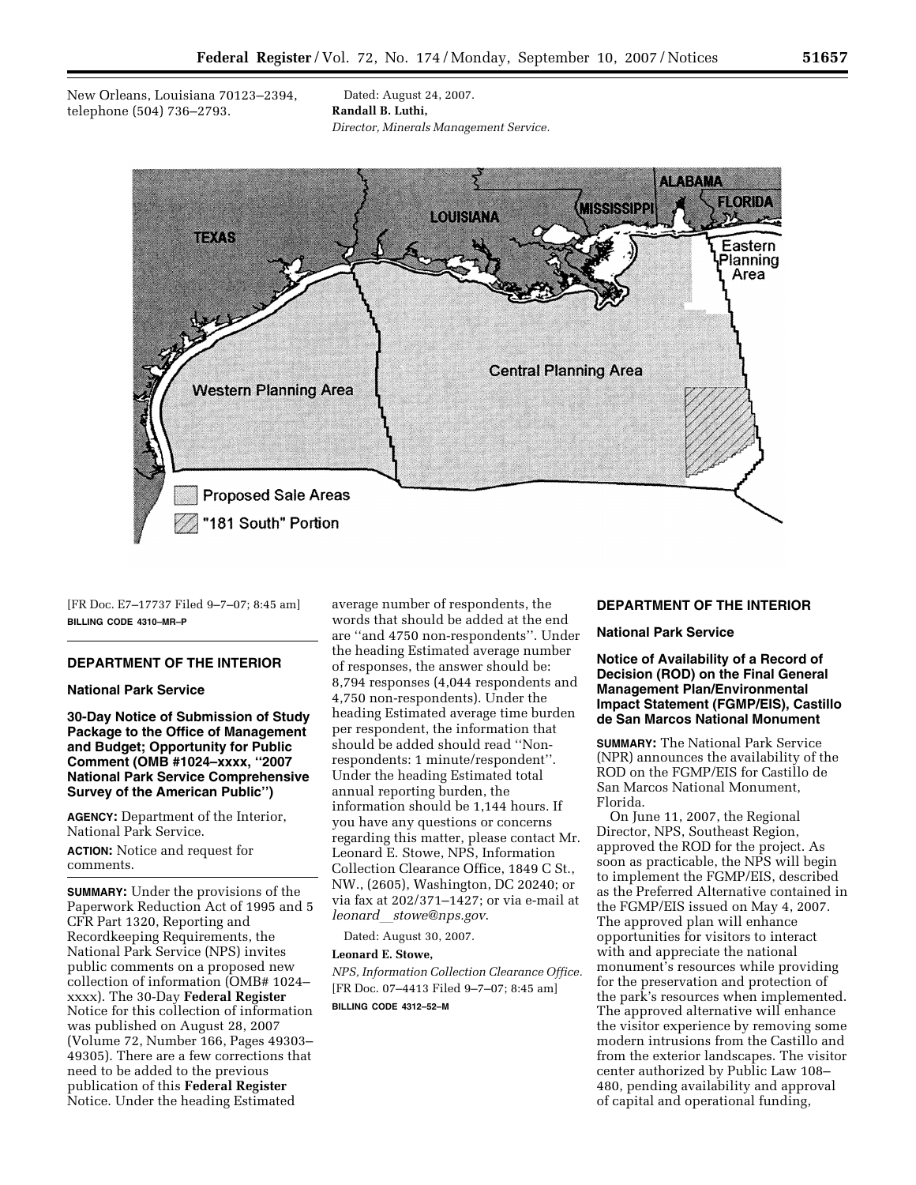New Orleans, Louisiana 70123–2394, telephone (504) 736–2793.

Dated: August 24, 2007.

**Randall B. Luthi,**

*Director, Minerals Management Service.*

TEXAS

LOUISIANA

MISSISSIPPI

ALABAMA

FLORIDA

Eastern Planning Area

Central Planning Area

Western Planning Area

Proposed Sale Areas

"181 South" Portion

[FR Doc. E7–17737 Filed 9–7–07; 8:45 am]

**BILLING CODE 4310–MR–P**

---

## DEPARTMENT OF THE INTERIOR

### National Park Service

### 30-Day Notice of Submission of Study Package to the Office of Management and Budget; Opportunity for Public Comment (OMB #1024–xxxx, ''2007 National Park Service Comprehensive Survey of the American Public'')

**AGENCY:** Department of the Interior, National Park Service.

**ACTION:** Notice and request for comments.

**SUMMARY:** Under the provisions of the Paperwork Reduction Act of 1995 and 5 CFR Part 1320, Reporting and Recordkeeping Requirements, the National Park Service (NPS) invites public comments on a proposed new collection of information (OMB# 1024–xxxx). The 30-Day **Federal Register** Notice for this collection of information was published on August 28, 2007 (Volume 72, Number 166, Pages 49303–49305). There are a few corrections that need to be added to the previous publication of this **Federal Register** Notice. Under the heading Estimated average number of respondents, the words that should be added at the end are ''and 4750 non-respondents''. Under the heading Estimated average number of responses, the answer should be: 8,794 responses (4,044 respondents and 4,750 non-respondents). Under the heading Estimated average time burden per respondent, the information that should be added should read ''Non-respondents: 1 minute/respondent''. Under the heading Estimated total annual reporting burden, the information should be 1,144 hours. If you have any questions or concerns regarding this matter, please contact Mr. Leonard E. Stowe, NPS, Information Collection Clearance Office, 1849 C St., NW., (2605), Washington, DC 20240; or via fax at 202/371–1427; or via e-mail at *leonard__stowe@nps.gov*.

Dated: August 30, 2007.

**Leonard E. Stowe,**

*NPS, Information Collection Clearance Office.*

[FR Doc. 07–4413 Filed 9–7–07; 8:45 am]

**BILLING CODE 4312–52–M**

---

## DEPARTMENT OF THE INTERIOR

### National Park Service

### Notice of Availability of a Record of Decision (ROD) on the Final General Management Plan/Environmental Impact Statement (FGMP/EIS), Castillo de San Marcos National Monument

**SUMMARY:** The National Park Service (NPR) announces the availability of the ROD on the FGMP/EIS for Castillo de San Marcos National Monument, Florida.

On June 11, 2007, the Regional Director, NPS, Southeast Region, approved the ROD for the project. As soon as practicable, the NPS will begin to implement the FGMP/EIS, described as the Preferred Alternative contained in the FGMP/EIS issued on May 4, 2007. The approved plan will enhance opportunities for visitors to interact with and appreciate the national monument's resources while providing for the preservation and protection of the park's resources when implemented. The approved alternative will enhance the visitor experience by removing some modern intrusions from the Castillo and from the exterior landscapes. The visitor center authorized by Public Law 108–480, pending availability and approval of capital and operational funding,